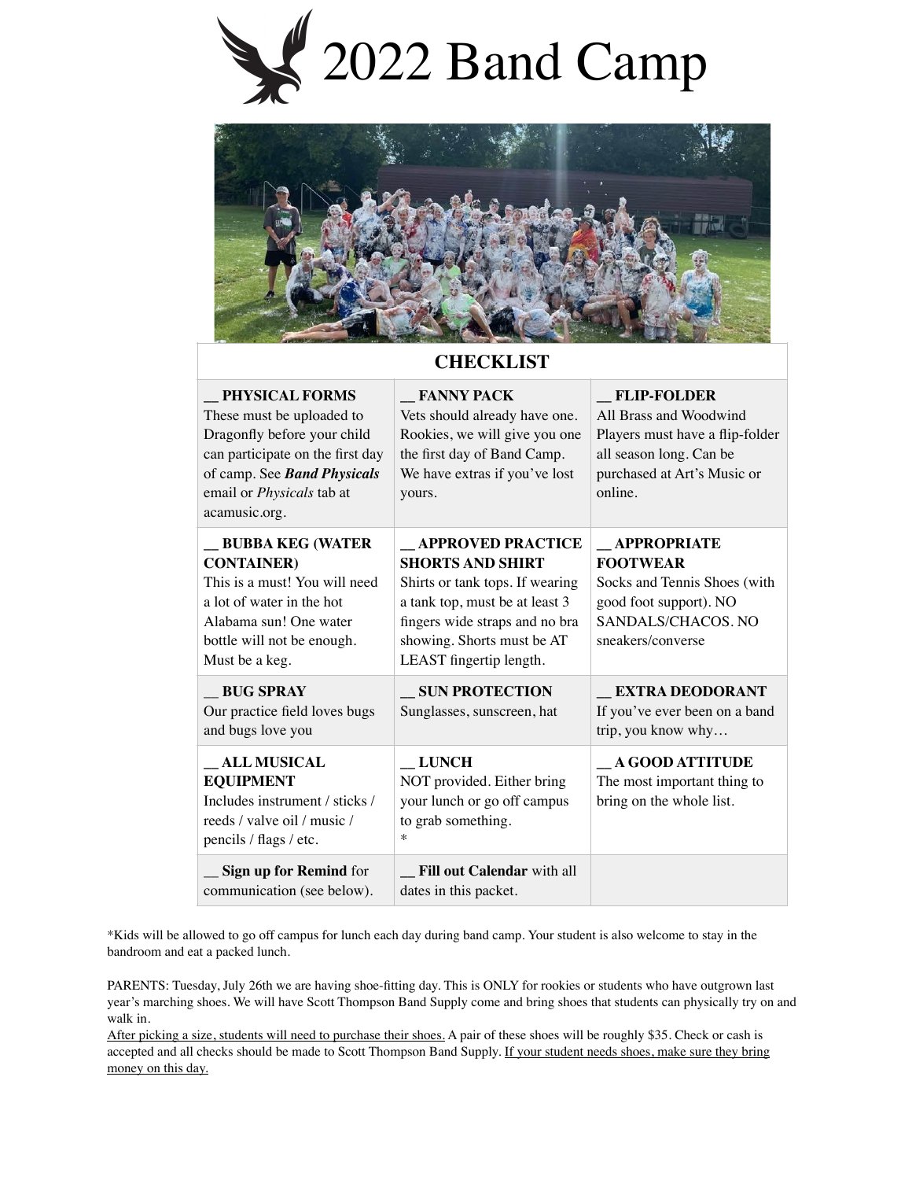# 2022 Band Camp

| CHECKLIST | | |
|---|---|---|
| **__ PHYSICAL FORMS** These must be uploaded to Dragonfly before your child can participate on the first day of camp. See ***Band Physicals*** email or *Physicals* tab at acamusic.org. | **__ FANNY PACK** Vets should already have one. Rookies, we will give you one the first day of Band Camp. We have extras if you've lost yours. | **__ FLIP-FOLDER** All Brass and Woodwind Players must have a flip-folder all season long. Can be purchased at Art's Music or online. |
| **__ BUBBA KEG (WATER CONTAINER)** This is a must! You will need a lot of water in the hot Alabama sun! One water bottle will not be enough. Must be a keg. | **__ APPROVED PRACTICE SHORTS AND SHIRT** Shirts or tank tops. If wearing a tank top, must be at least 3 fingers wide straps and no bra showing. Shorts must be AT LEAST fingertip length. | **__ APPROPRIATE FOOTWEAR** Socks and Tennis Shoes (with good foot support). NO SANDALS/CHACOS. NO sneakers/converse |
| **__ BUG SPRAY** Our practice field loves bugs and bugs love you | **__ SUN PROTECTION** Sunglasses, sunscreen, hat | **__ EXTRA DEODORANT** If you've ever been on a band trip, you know why… |
| **__ ALL MUSICAL EQUIPMENT** Includes instrument / sticks / reeds / valve oil / music / pencils / flags / etc. | **__ LUNCH** NOT provided. Either bring your lunch or go off campus to grab something. * | **__ A GOOD ATTITUDE** The most important thing to bring on the whole list. |
| __ **Sign up for Remind** for communication (see below). | **__ Fill out Calendar** with all dates in this packet. | |

*Kids will be allowed to go off campus for lunch each day during band camp. Your student is also welcome to stay in the bandroom and eat a packed lunch.

PARENTS: Tuesday, July 26th we are having shoe-fitting day. This is ONLY for rookies or students who have outgrown last year's marching shoes. We will have Scott Thompson Band Supply come and bring shoes that students can physically try on and walk in.
<u>After picking a size, students will need to purchase their shoes.</u> A pair of these shoes will be roughly $35. Check or cash is accepted and all checks should be made to Scott Thompson Band Supply. <u>If your student needs shoes, make sure they bring money on this day.</u>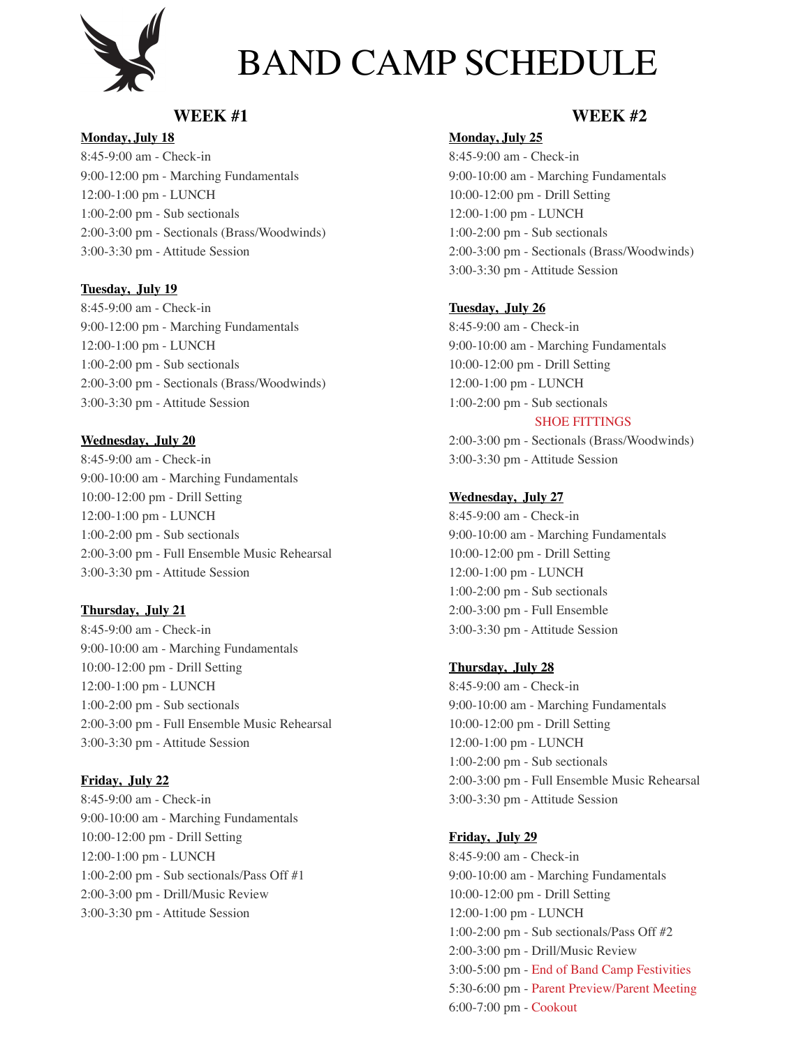# BAND CAMP SCHEDULE

## WEEK #1

**Monday, July 18**

8:45-9:00 am - Check-in
9:00-12:00 pm - Marching Fundamentals
12:00-1:00 pm - LUNCH
1:00-2:00 pm - Sub sectionals
2:00-3:00 pm - Sectionals (Brass/Woodwinds)
3:00-3:30 pm - Attitude Session

**Tuesday, July 19**

8:45-9:00 am - Check-in
9:00-12:00 pm - Marching Fundamentals
12:00-1:00 pm - LUNCH
1:00-2:00 pm - Sub sectionals
2:00-3:00 pm - Sectionals (Brass/Woodwinds)
3:00-3:30 pm - Attitude Session

**Wednesday, July 20**

8:45-9:00 am - Check-in
9:00-10:00 am - Marching Fundamentals
10:00-12:00 pm - Drill Setting
12:00-1:00 pm - LUNCH
1:00-2:00 pm - Sub sectionals
2:00-3:00 pm - Full Ensemble Music Rehearsal
3:00-3:30 pm - Attitude Session

**Thursday, July 21**

8:45-9:00 am - Check-in
9:00-10:00 am - Marching Fundamentals
10:00-12:00 pm - Drill Setting
12:00-1:00 pm - LUNCH
1:00-2:00 pm - Sub sectionals
2:00-3:00 pm - Full Ensemble Music Rehearsal
3:00-3:30 pm - Attitude Session

**Friday, July 22**

8:45-9:00 am - Check-in
9:00-10:00 am - Marching Fundamentals
10:00-12:00 pm - Drill Setting
12:00-1:00 pm - LUNCH
1:00-2:00 pm - Sub sectionals/Pass Off #1
2:00-3:00 pm - Drill/Music Review
3:00-3:30 pm - Attitude Session

## WEEK #2

**Monday, July 25**

8:45-9:00 am - Check-in
9:00-10:00 am - Marching Fundamentals
10:00-12:00 pm - Drill Setting
12:00-1:00 pm - LUNCH
1:00-2:00 pm - Sub sectionals
2:00-3:00 pm - Sectionals (Brass/Woodwinds)
3:00-3:30 pm - Attitude Session

**Tuesday, July 26**

8:45-9:00 am - Check-in
9:00-10:00 am - Marching Fundamentals
10:00-12:00 pm - Drill Setting
12:00-1:00 pm - LUNCH
1:00-2:00 pm - Sub sectionals
SHOE FITTINGS
2:00-3:00 pm - Sectionals (Brass/Woodwinds)
3:00-3:30 pm - Attitude Session

**Wednesday, July 27**

8:45-9:00 am - Check-in
9:00-10:00 am - Marching Fundamentals
10:00-12:00 pm - Drill Setting
12:00-1:00 pm - LUNCH
1:00-2:00 pm - Sub sectionals
2:00-3:00 pm - Full Ensemble
3:00-3:30 pm - Attitude Session

**Thursday, July 28**

8:45-9:00 am - Check-in
9:00-10:00 am - Marching Fundamentals
10:00-12:00 pm - Drill Setting
12:00-1:00 pm - LUNCH
1:00-2:00 pm - Sub sectionals
2:00-3:00 pm - Full Ensemble Music Rehearsal
3:00-3:30 pm - Attitude Session

**Friday, July 29**

8:45-9:00 am - Check-in
9:00-10:00 am - Marching Fundamentals
10:00-12:00 pm - Drill Setting
12:00-1:00 pm - LUNCH
1:00-2:00 pm - Sub sectionals/Pass Off #2
2:00-3:00 pm - Drill/Music Review
3:00-5:00 pm - End of Band Camp Festivities
5:30-6:00 pm - Parent Preview/Parent Meeting
6:00-7:00 pm - Cookout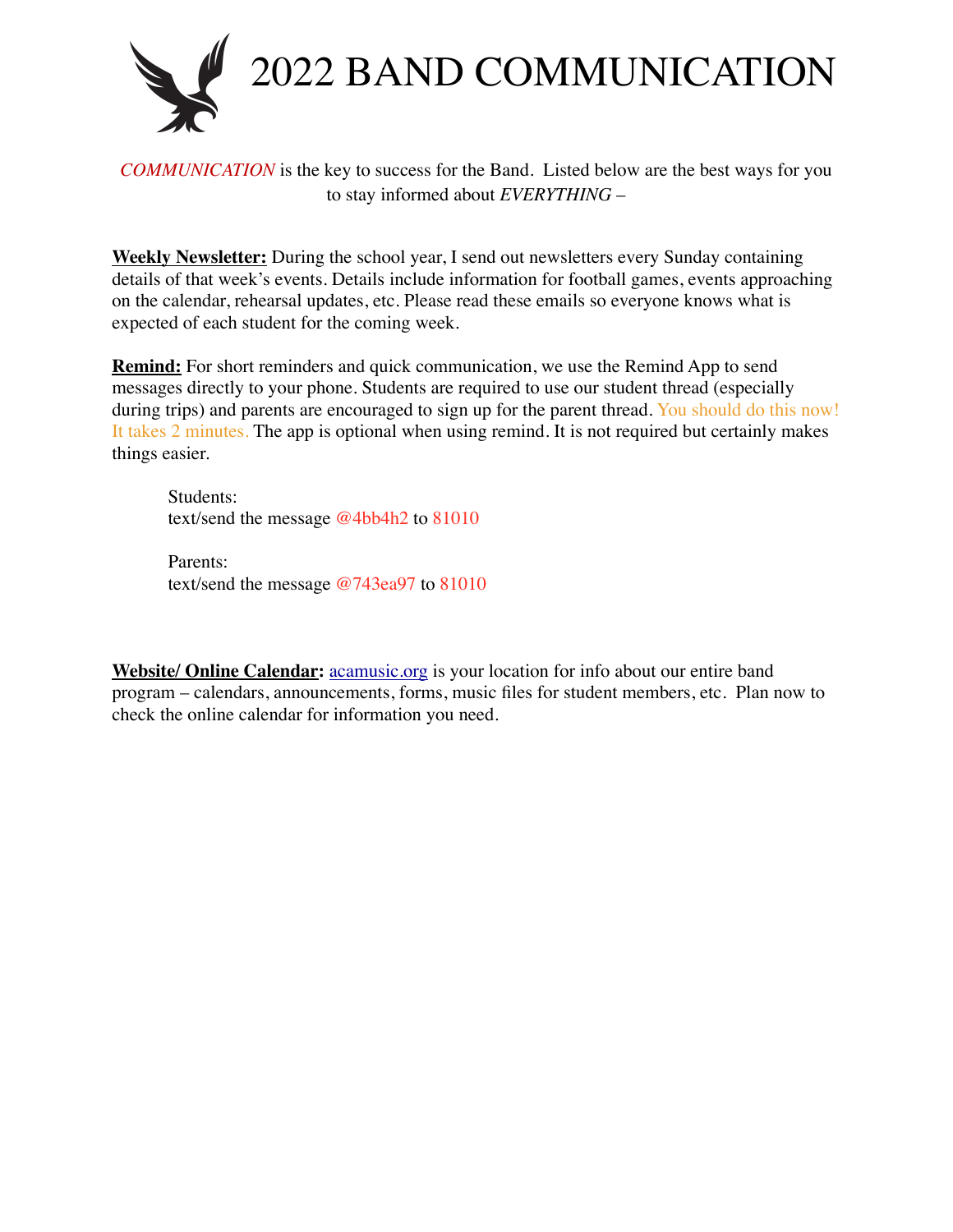# 2022 BAND COMMUNICATION

*COMMUNICATION* is the key to success for the Band. Listed below are the best ways for you to stay informed about *EVERYTHING* –

**Weekly Newsletter:** During the school year, I send out newsletters every Sunday containing details of that week's events. Details include information for football games, events approaching on the calendar, rehearsal updates, etc. Please read these emails so everyone knows what is expected of each student for the coming week.

**Remind:** For short reminders and quick communication, we use the Remind App to send messages directly to your phone. Students are required to use our student thread (especially during trips) and parents are encouraged to sign up for the parent thread. You should do this now! It takes 2 minutes. The app is optional when using remind. It is not required but certainly makes things easier.

Students:
text/send the message @4bb4h2 to 81010

Parents:
text/send the message @743ea97 to 81010

**Website/ Online Calendar:** acamusic.org is your location for info about our entire band program – calendars, announcements, forms, music files for student members, etc. Plan now to check the online calendar for information you need.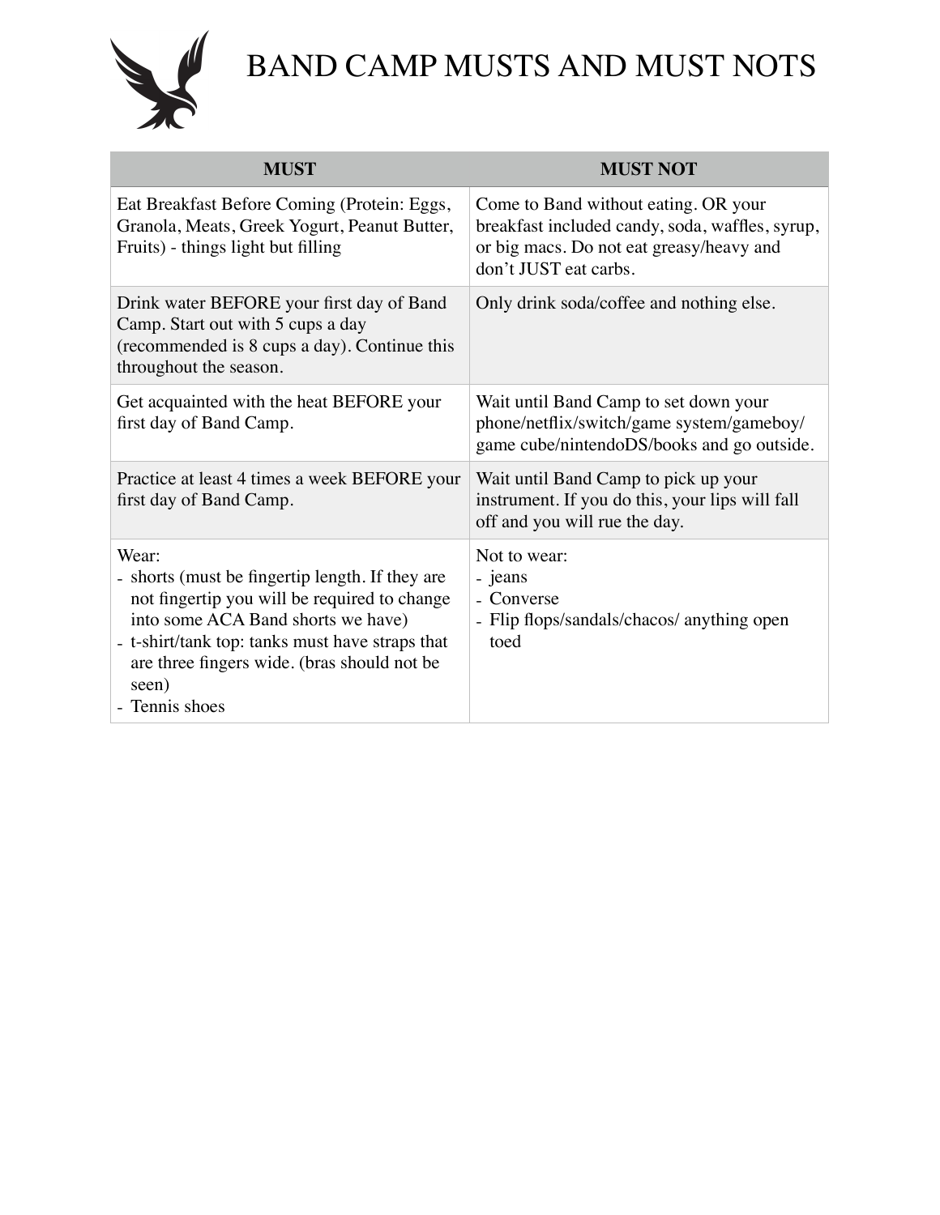# BAND CAMP MUSTS AND MUST NOTS

| MUST | MUST NOT |
|---|---|
| Eat Breakfast Before Coming (Protein: Eggs, Granola, Meats, Greek Yogurt, Peanut Butter, Fruits) - things light but filling | Come to Band without eating. OR your breakfast included candy, soda, waffles, syrup, or big macs. Do not eat greasy/heavy and don't JUST eat carbs. |
| Drink water BEFORE your first day of Band Camp. Start out with 5 cups a day (recommended is 8 cups a day). Continue this throughout the season. | Only drink soda/coffee and nothing else. |
| Get acquainted with the heat BEFORE your first day of Band Camp. | Wait until Band Camp to set down your phone/netflix/switch/game system/gameboy/game cube/nintendoDS/books and go outside. |
| Practice at least 4 times a week BEFORE your first day of Band Camp. | Wait until Band Camp to pick up your instrument. If you do this, your lips will fall off and you will rue the day. |
| Wear:<br>- shorts (must be fingertip length. If they are not fingertip you will be required to change into some ACA Band shorts we have)<br>- t-shirt/tank top: tanks must have straps that are three fingers wide. (bras should not be seen)<br>- Tennis shoes | Not to wear:<br>- jeans<br>- Converse<br>- Flip flops/sandals/chacos/ anything open toed |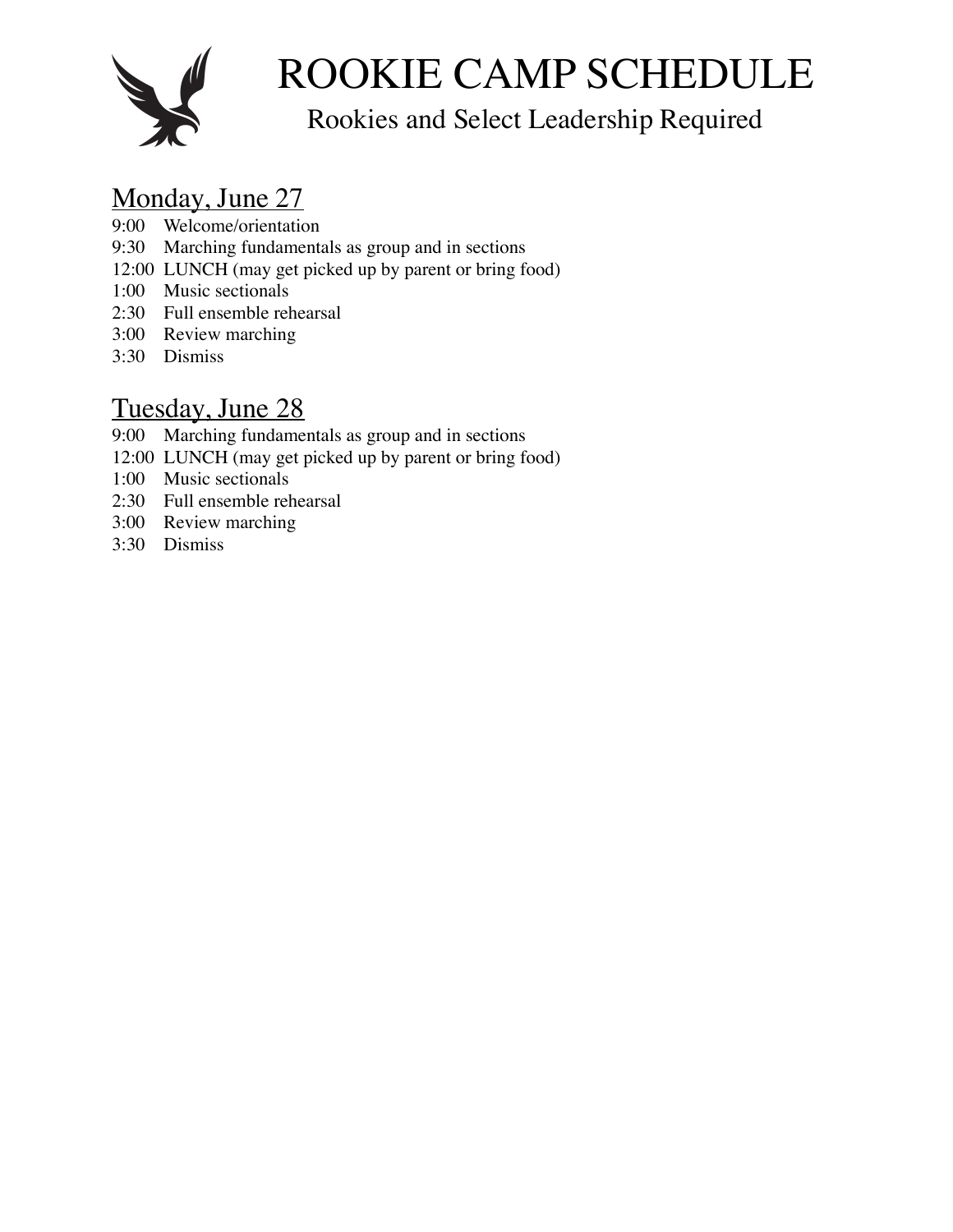# ROOKIE CAMP SCHEDULE

## Rookies and Select Leadership Required

### Monday, June 27

9:00 Welcome/orientation
9:30 Marching fundamentals as group and in sections
12:00 LUNCH (may get picked up by parent or bring food)
1:00 Music sectionals
2:30 Full ensemble rehearsal
3:00 Review marching
3:30 Dismiss

### Tuesday, June 28

9:00 Marching fundamentals as group and in sections
12:00 LUNCH (may get picked up by parent or bring food)
1:00 Music sectionals
2:30 Full ensemble rehearsal
3:00 Review marching
3:30 Dismiss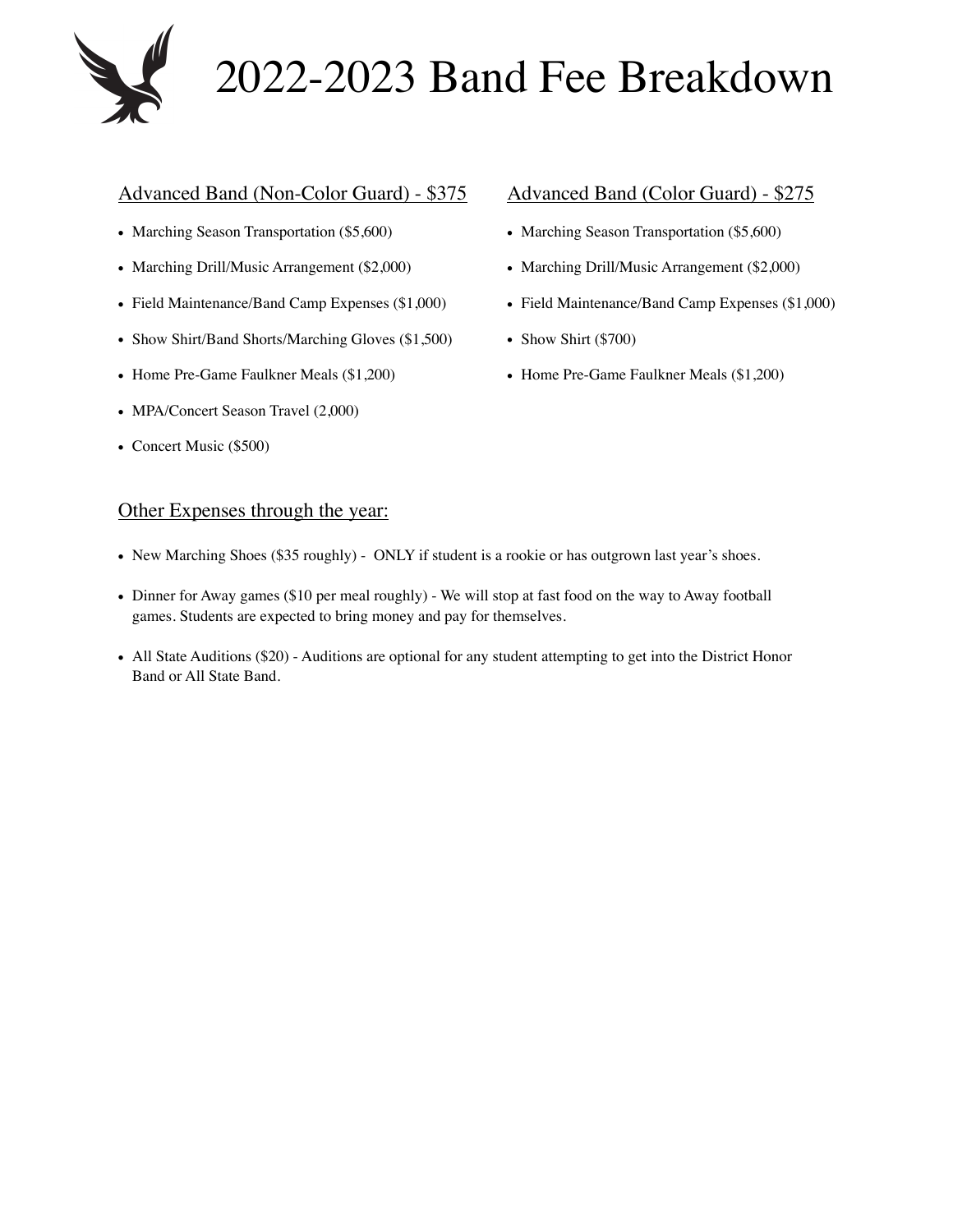# 2022-2023 Band Fee Breakdown

## Advanced Band (Non-Color Guard) - $375

- Marching Season Transportation ($5,600)
- Marching Drill/Music Arrangement ($2,000)
- Field Maintenance/Band Camp Expenses ($1,000)
- Show Shirt/Band Shorts/Marching Gloves ($1,500)
- Home Pre-Game Faulkner Meals ($1,200)
- MPA/Concert Season Travel (2,000)
- Concert Music ($500)

## Advanced Band (Color Guard) - $275

- Marching Season Transportation ($5,600)
- Marching Drill/Music Arrangement ($2,000)
- Field Maintenance/Band Camp Expenses ($1,000)
- Show Shirt ($700)
- Home Pre-Game Faulkner Meals ($1,200)

## Other Expenses through the year:

- New Marching Shoes ($35 roughly) - ONLY if student is a rookie or has outgrown last year's shoes.
- Dinner for Away games ($10 per meal roughly) - We will stop at fast food on the way to Away football games. Students are expected to bring money and pay for themselves.
- All State Auditions ($20) - Auditions are optional for any student attempting to get into the District Honor Band or All State Band.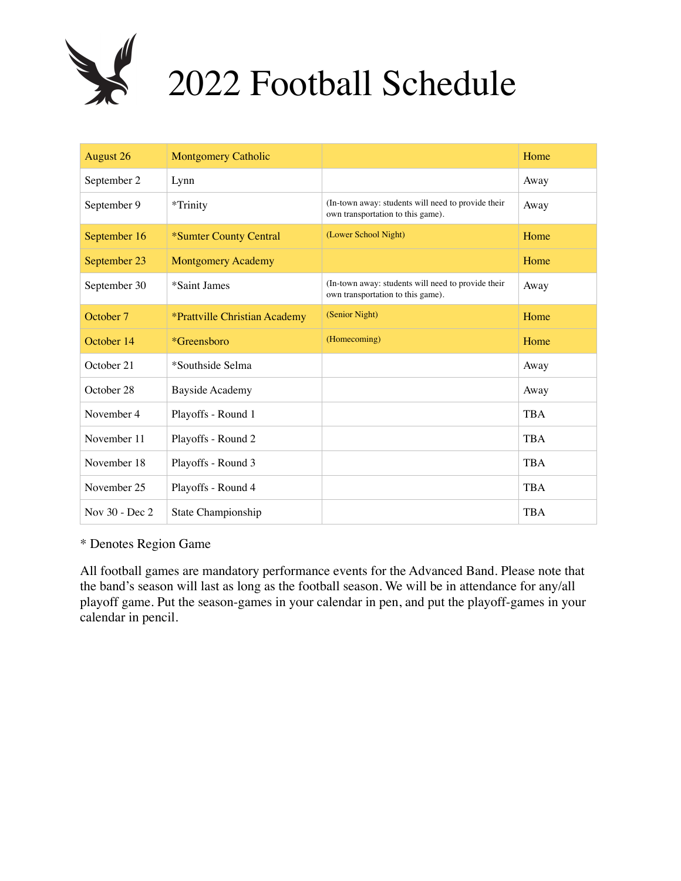# 2022 Football Schedule

| | | | |
|---|---|---|---|
| August 26 | Montgomery Catholic | | Home |
| September 2 | Lynn | | Away |
| September 9 | *Trinity | (In-town away: students will need to provide their own transportation to this game). | Away |
| September 16 | *Sumter County Central | (Lower School Night) | Home |
| September 23 | Montgomery Academy | | Home |
| September 30 | *Saint James | (In-town away: students will need to provide their own transportation to this game). | Away |
| October 7 | *Prattville Christian Academy | (Senior Night) | Home |
| October 14 | *Greensboro | (Homecoming) | Home |
| October 21 | *Southside Selma | | Away |
| October 28 | Bayside Academy | | Away |
| November 4 | Playoffs - Round 1 | | TBA |
| November 11 | Playoffs - Round 2 | | TBA |
| November 18 | Playoffs - Round 3 | | TBA |
| November 25 | Playoffs - Round 4 | | TBA |
| Nov 30 - Dec 2 | State Championship | | TBA |

* Denotes Region Game

All football games are mandatory performance events for the Advanced Band. Please note that the band's season will last as long as the football season. We will be in attendance for any/all playoff game. Put the season-games in your calendar in pen, and put the playoff-games in your calendar in pencil.